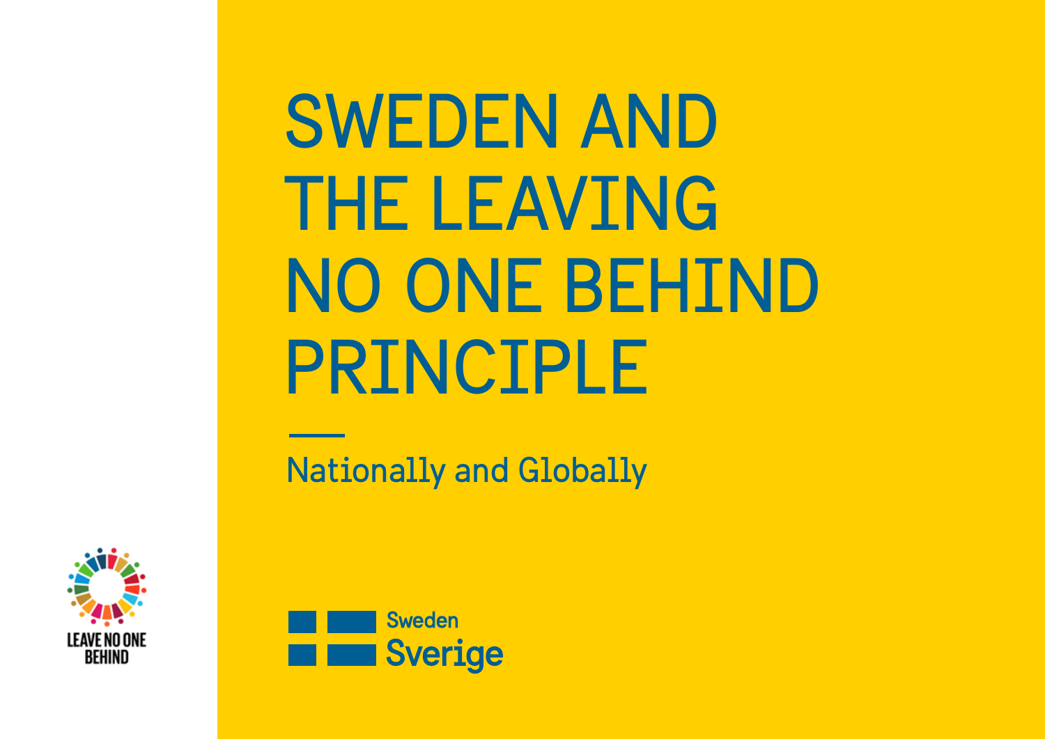# SWEDEN AND THE LEAVING NO ONE BEHIND PRINCIPLE

## Nationally and Globally

LEAVE NO ONE BEHIND

Sweden
Sverige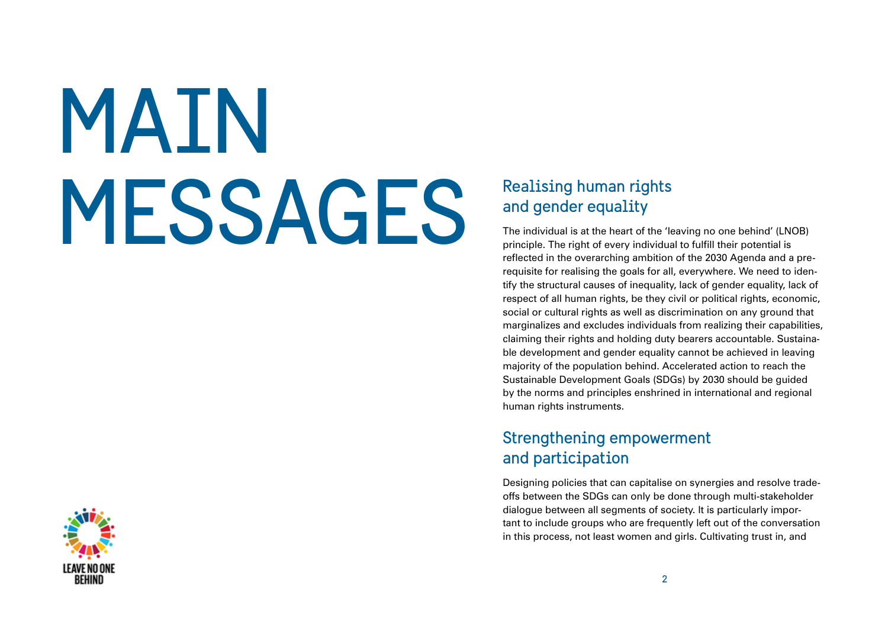# MAIN MESSAGES

## Realising human rights and gender equality

The individual is at the heart of the 'leaving no one behind' (LNOB) principle. The right of every individual to fulfill their potential is reflected in the overarching ambition of the 2030 Agenda and a prerequisite for realising the goals for all, everywhere. We need to identify the structural causes of inequality, lack of gender equality, lack of respect of all human rights, be they civil or political rights, economic, social or cultural rights as well as discrimination on any ground that marginalizes and excludes individuals from realizing their capabilities, claiming their rights and holding duty bearers accountable. Sustainable development and gender equality cannot be achieved in leaving majority of the population behind. Accelerated action to reach the Sustainable Development Goals (SDGs) by 2030 should be guided by the norms and principles enshrined in international and regional human rights instruments.

## Strengthening empowerment and participation

Designing policies that can capitalise on synergies and resolve trade-offs between the SDGs can only be done through multi-stakeholder dialogue between all segments of society. It is particularly important to include groups who are frequently left out of the conversation in this process, not least women and girls. Cultivating trust in, and

LEAVE NO ONE BEHIND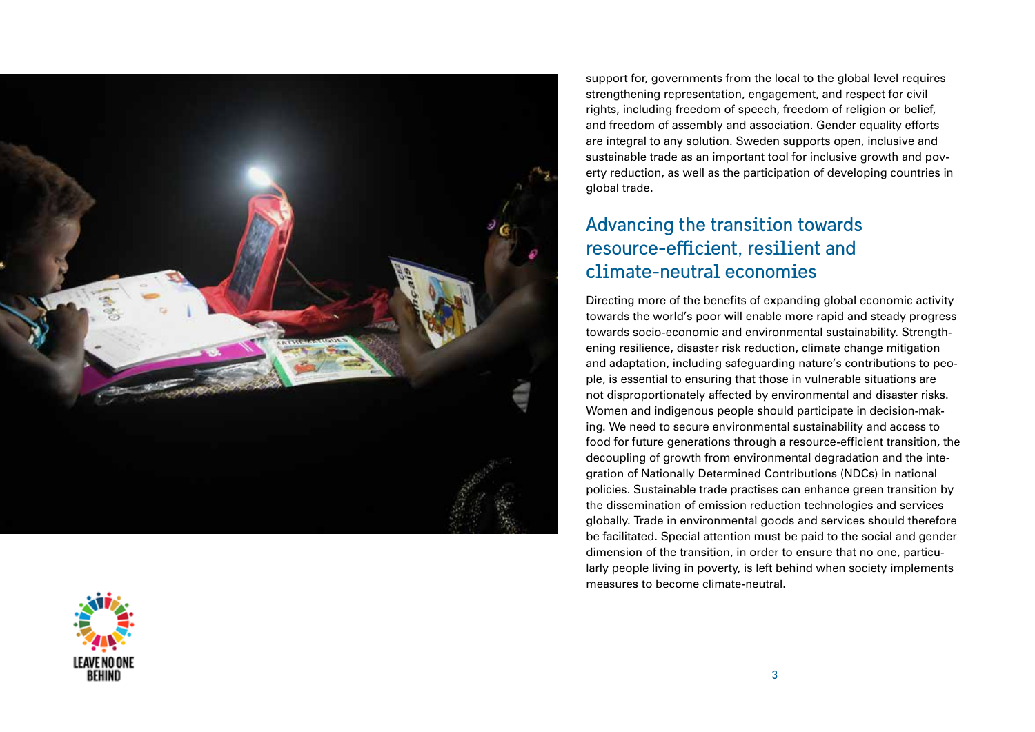support for, governments from the local to the global level requires strengthening representation, engagement, and respect for civil rights, including freedom of speech, freedom of religion or belief, and freedom of assembly and association. Gender equality efforts are integral to any solution. Sweden supports open, inclusive and sustainable trade as an important tool for inclusive growth and poverty reduction, as well as the participation of developing countries in global trade.

## Advancing the transition towards resource-efficient, resilient and climate-neutral economies

Directing more of the benefits of expanding global economic activity towards the world's poor will enable more rapid and steady progress towards socio-economic and environmental sustainability. Strengthening resilience, disaster risk reduction, climate change mitigation and adaptation, including safeguarding nature's contributions to people, is essential to ensuring that those in vulnerable situations are not disproportionately affected by environmental and disaster risks. Women and indigenous people should participate in decision-making. We need to secure environmental sustainability and access to food for future generations through a resource-efficient transition, the decoupling of growth from environmental degradation and the integration of Nationally Determined Contributions (NDCs) in national policies. Sustainable trade practises can enhance green transition by the dissemination of emission reduction technologies and services globally. Trade in environmental goods and services should therefore be facilitated. Special attention must be paid to the social and gender dimension of the transition, in order to ensure that no one, particularly people living in poverty, is left behind when society implements measures to become climate-neutral.

LEAVE NO ONE BEHIND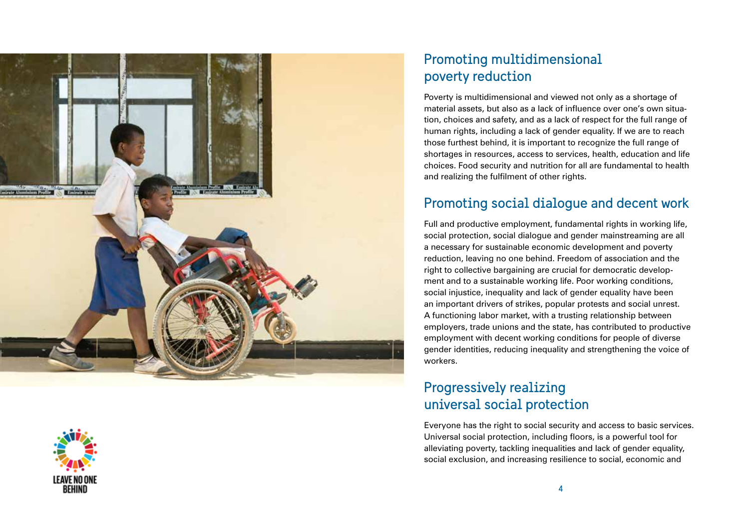## Promoting multidimensional poverty reduction

Poverty is multidimensional and viewed not only as a shortage of material assets, but also as a lack of influence over one's own situation, choices and safety, and as a lack of respect for the full range of human rights, including a lack of gender equality. If we are to reach those furthest behind, it is important to recognize the full range of shortages in resources, access to services, health, education and life choices. Food security and nutrition for all are fundamental to health and realizing the fulfilment of other rights.

## Promoting social dialogue and decent work

Full and productive employment, fundamental rights in working life, social protection, social dialogue and gender mainstreaming are all a necessary for sustainable economic development and poverty reduction, leaving no one behind. Freedom of association and the right to collective bargaining are crucial for democratic development and to a sustainable working life. Poor working conditions, social injustice, inequality and lack of gender equality have been an important drivers of strikes, popular protests and social unrest. A functioning labor market, with a trusting relationship between employers, trade unions and the state, has contributed to productive employment with decent working conditions for people of diverse gender identities, reducing inequality and strengthening the voice of workers.

## Progressively realizing universal social protection

Everyone has the right to social security and access to basic services. Universal social protection, including floors, is a powerful tool for alleviating poverty, tackling inequalities and lack of gender equality, social exclusion, and increasing resilience to social, economic and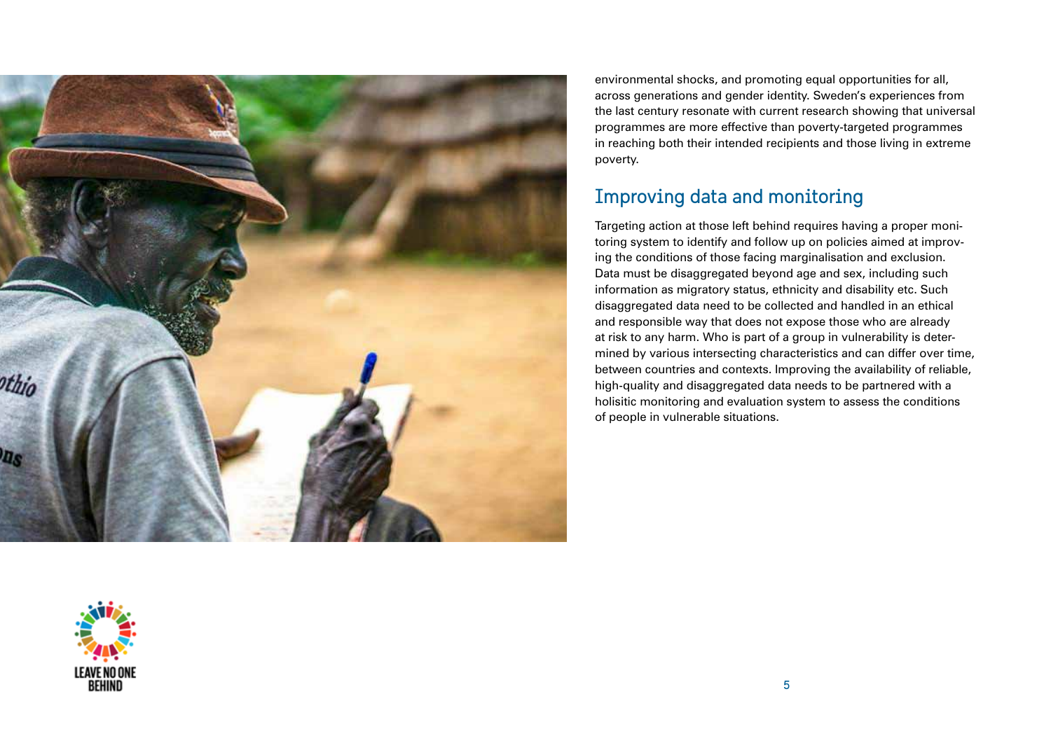environmental shocks, and promoting equal opportunities for all, across generations and gender identity. Sweden's experiences from the last century resonate with current research showing that universal programmes are more effective than poverty-targeted programmes in reaching both their intended recipients and those living in extreme poverty.

## Improving data and monitoring

Targeting action at those left behind requires having a proper monitoring system to identify and follow up on policies aimed at improving the conditions of those facing marginalisation and exclusion. Data must be disaggregated beyond age and sex, including such information as migratory status, ethnicity and disability etc. Such disaggregated data need to be collected and handled in an ethical and responsible way that does not expose those who are already at risk to any harm. Who is part of a group in vulnerability is determined by various intersecting characteristics and can differ over time, between countries and contexts. Improving the availability of reliable, high-quality and disaggregated data needs to be partnered with a holisitic monitoring and evaluation system to assess the conditions of people in vulnerable situations.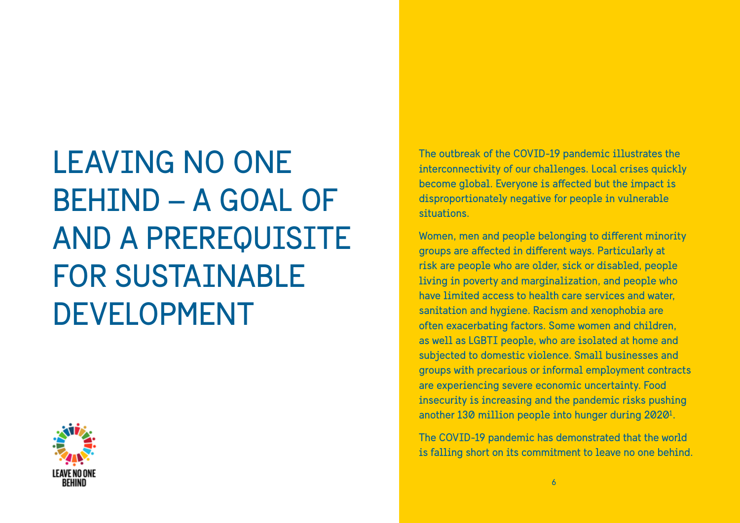# LEAVING NO ONE BEHIND – A GOAL OF AND A PREREQUISITE FOR SUSTAINABLE DEVELOPMENT

The outbreak of the COVID-19 pandemic illustrates the interconnectivity of our challenges. Local crises quickly become global. Everyone is affected but the impact is disproportionately negative for people in vulnerable situations.

Women, men and people belonging to different minority groups are affected in different ways. Particularly at risk are people who are older, sick or disabled, people living in poverty and marginalization, and people who have limited access to health care services and water, sanitation and hygiene. Racism and xenophobia are often exacerbating factors. Some women and children, as well as LGBTI people, who are isolated at home and subjected to domestic violence. Small businesses and groups with precarious or informal employment contracts are experiencing severe economic uncertainty. Food insecurity is increasing and the pandemic risks pushing another 130 million people into hunger during 2020[1].

The COVID-19 pandemic has demonstrated that the world is falling short on its commitment to leave no one behind.

LEAVE NO ONE BEHIND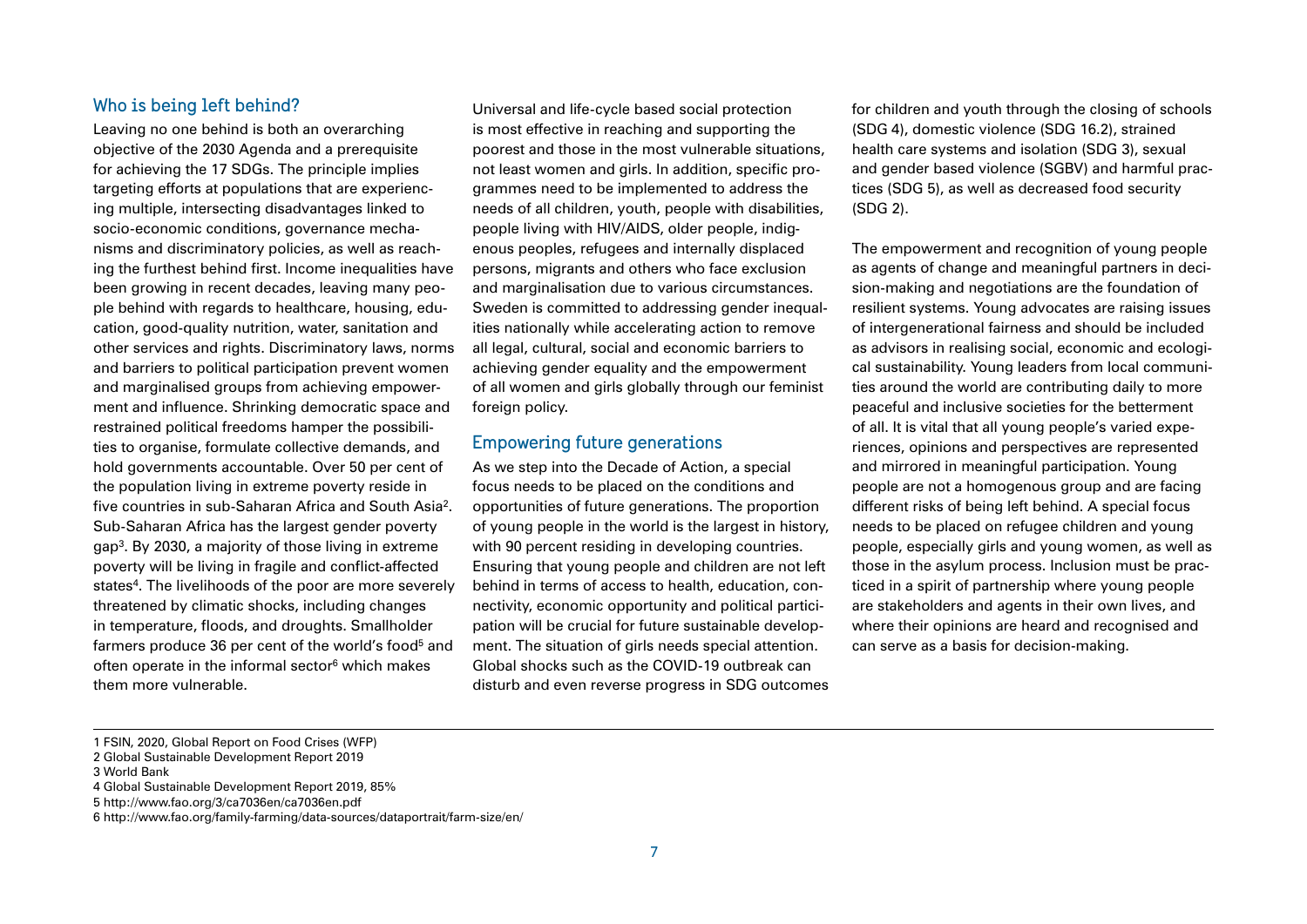## Who is being left behind?

Leaving no one behind is both an overarching objective of the 2030 Agenda and a prerequisite for achieving the 17 SDGs. The principle implies targeting efforts at populations that are experiencing multiple, intersecting disadvantages linked to socio-economic conditions, governance mechanisms and discriminatory policies, as well as reaching the furthest behind first. Income inequalities have been growing in recent decades, leaving many people behind with regards to healthcare, housing, education, good-quality nutrition, water, sanitation and other services and rights. Discriminatory laws, norms and barriers to political participation prevent women and marginalised groups from achieving empowerment and influence. Shrinking democratic space and restrained political freedoms hamper the possibilities to organise, formulate collective demands, and hold governments accountable. Over 50 per cent of the population living in extreme poverty reside in five countries in sub-Saharan Africa and South Asia[2]. Sub-Saharan Africa has the largest gender poverty gap[3]. By 2030, a majority of those living in extreme poverty will be living in fragile and conflict-affected states[4]. The livelihoods of the poor are more severely threatened by climatic shocks, including changes in temperature, floods, and droughts. Smallholder farmers produce 36 per cent of the world's food[5] and often operate in the informal sector[6] which makes them more vulnerable.

Universal and life-cycle based social protection is most effective in reaching and supporting the poorest and those in the most vulnerable situations, not least women and girls. In addition, specific programmes need to be implemented to address the needs of all children, youth, people with disabilities, people living with HIV/AIDS, older people, indigenous peoples, refugees and internally displaced persons, migrants and others who face exclusion and marginalisation due to various circumstances. Sweden is committed to addressing gender inequalities nationally while accelerating action to remove all legal, cultural, social and economic barriers to achieving gender equality and the empowerment of all women and girls globally through our feminist foreign policy.

## Empowering future generations

As we step into the Decade of Action, a special focus needs to be placed on the conditions and opportunities of future generations. The proportion of young people in the world is the largest in history, with 90 percent residing in developing countries. Ensuring that young people and children are not left behind in terms of access to health, education, connectivity, economic opportunity and political participation will be crucial for future sustainable development. The situation of girls needs special attention. Global shocks such as the COVID-19 outbreak can disturb and even reverse progress in SDG outcomes for children and youth through the closing of schools (SDG 4), domestic violence (SDG 16.2), strained health care systems and isolation (SDG 3), sexual and gender based violence (SGBV) and harmful practices (SDG 5), as well as decreased food security (SDG 2).

The empowerment and recognition of young people as agents of change and meaningful partners in decision-making and negotiations are the foundation of resilient systems. Young advocates are raising issues of intergenerational fairness and should be included as advisors in realising social, economic and ecological sustainability. Young leaders from local communities around the world are contributing daily to more peaceful and inclusive societies for the betterment of all. It is vital that all young people's varied experiences, opinions and perspectives are represented and mirrored in meaningful participation. Young people are not a homogenous group and are facing different risks of being left behind. A special focus needs to be placed on refugee children and young people, especially girls and young women, as well as those in the asylum process. Inclusion must be practiced in a spirit of partnership where young people are stakeholders and agents in their own lives, and where their opinions are heard and recognised and can serve as a basis for decision-making.

---

1 FSIN, 2020, Global Report on Food Crises (WFP)
2 Global Sustainable Development Report 2019
3 World Bank
4 Global Sustainable Development Report 2019, 85%
5 http://www.fao.org/3/ca7036en/ca7036en.pdf
6 http://www.fao.org/family-farming/data-sources/dataportrait/farm-size/en/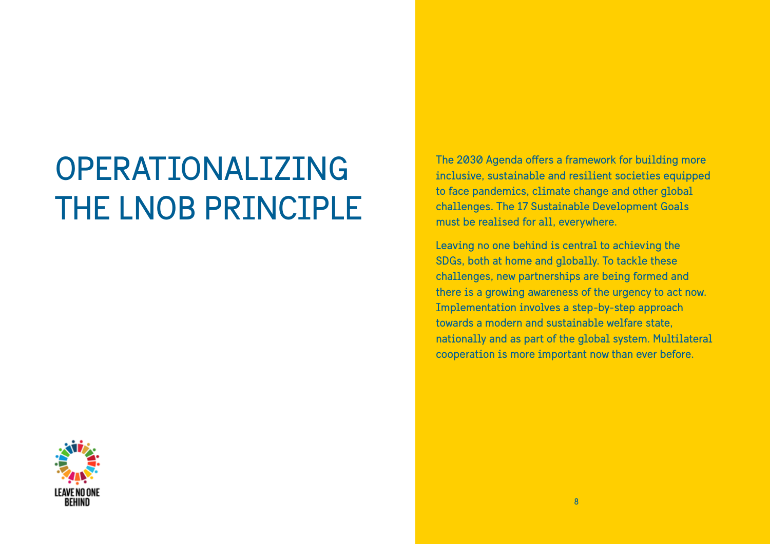# OPERATIONALIZING THE LNOB PRINCIPLE

LEAVE NO ONE BEHIND

The 2030 Agenda offers a framework for building more inclusive, sustainable and resilient societies equipped to face pandemics, climate change and other global challenges. The 17 Sustainable Development Goals must be realised for all, everywhere.

Leaving no one behind is central to achieving the SDGs, both at home and globally. To tackle these challenges, new partnerships are being formed and there is a growing awareness of the urgency to act now. Implementation involves a step-by-step approach towards a modern and sustainable welfare state, nationally and as part of the global system. Multilateral cooperation is more important now than ever before.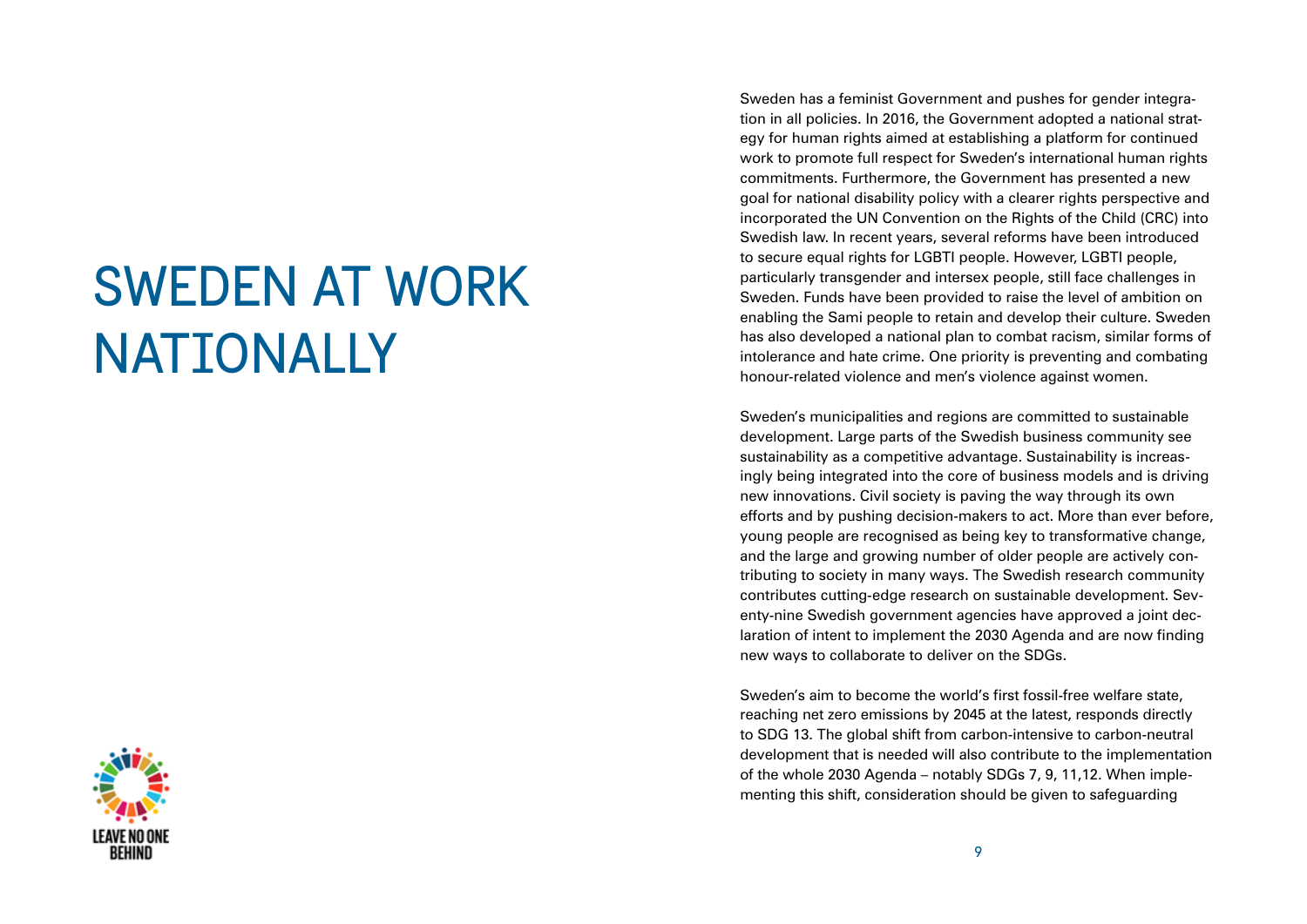# SWEDEN AT WORK NATIONALLY

Sweden has a feminist Government and pushes for gender integration in all policies. In 2016, the Government adopted a national strategy for human rights aimed at establishing a platform for continued work to promote full respect for Sweden's international human rights commitments. Furthermore, the Government has presented a new goal for national disability policy with a clearer rights perspective and incorporated the UN Convention on the Rights of the Child (CRC) into Swedish law. In recent years, several reforms have been introduced to secure equal rights for LGBTI people. However, LGBTI people, particularly transgender and intersex people, still face challenges in Sweden. Funds have been provided to raise the level of ambition on enabling the Sami people to retain and develop their culture. Sweden has also developed a national plan to combat racism, similar forms of intolerance and hate crime. One priority is preventing and combating honour-related violence and men's violence against women.

Sweden's municipalities and regions are committed to sustainable development. Large parts of the Swedish business community see sustainability as a competitive advantage. Sustainability is increasingly being integrated into the core of business models and is driving new innovations. Civil society is paving the way through its own efforts and by pushing decision-makers to act. More than ever before, young people are recognised as being key to transformative change, and the large and growing number of older people are actively contributing to society in many ways. The Swedish research community contributes cutting-edge research on sustainable development. Seventy-nine Swedish government agencies have approved a joint declaration of intent to implement the 2030 Agenda and are now finding new ways to collaborate to deliver on the SDGs.

Sweden's aim to become the world's first fossil-free welfare state, reaching net zero emissions by 2045 at the latest, responds directly to SDG 13. The global shift from carbon-intensive to carbon-neutral development that is needed will also contribute to the implementation of the whole 2030 Agenda – notably SDGs 7, 9, 11,12. When implementing this shift, consideration should be given to safeguarding

LEAVE NO ONE BEHIND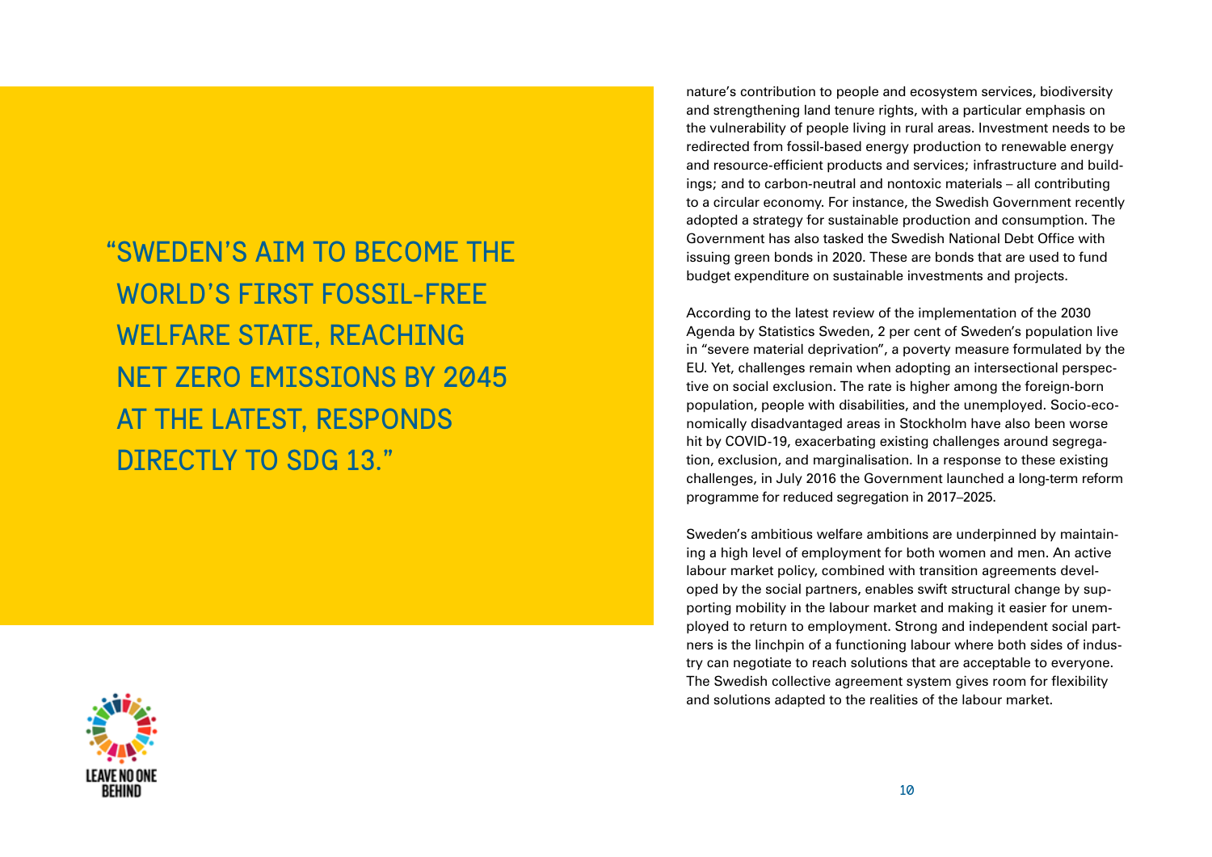> "SWEDEN'S AIM TO BECOME THE WORLD'S FIRST FOSSIL-FREE WELFARE STATE, REACHING NET ZERO EMISSIONS BY 2045 AT THE LATEST, RESPONDS DIRECTLY TO SDG 13."

nature's contribution to people and ecosystem services, biodiversity and strengthening land tenure rights, with a particular emphasis on the vulnerability of people living in rural areas. Investment needs to be redirected from fossil-based energy production to renewable energy and resource-efficient products and services; infrastructure and buildings; and to carbon-neutral and nontoxic materials – all contributing to a circular economy. For instance, the Swedish Government recently adopted a strategy for sustainable production and consumption. The Government has also tasked the Swedish National Debt Office with issuing green bonds in 2020. These are bonds that are used to fund budget expenditure on sustainable investments and projects.

According to the latest review of the implementation of the 2030 Agenda by Statistics Sweden, 2 per cent of Sweden's population live in "severe material deprivation", a poverty measure formulated by the EU. Yet, challenges remain when adopting an intersectional perspective on social exclusion. The rate is higher among the foreign-born population, people with disabilities, and the unemployed. Socio-economically disadvantaged areas in Stockholm have also been worse hit by COVID-19, exacerbating existing challenges around segregation, exclusion, and marginalisation. In a response to these existing challenges, in July 2016 the Government launched a long-term reform programme for reduced segregation in 2017–2025.

Sweden's ambitious welfare ambitions are underpinned by maintaining a high level of employment for both women and men. An active labour market policy, combined with transition agreements developed by the social partners, enables swift structural change by supporting mobility in the labour market and making it easier for unemployed to return to employment. Strong and independent social partners is the linchpin of a functioning labour where both sides of industry can negotiate to reach solutions that are acceptable to everyone. The Swedish collective agreement system gives room for flexibility and solutions adapted to the realities of the labour market.

LEAVE NO ONE BEHIND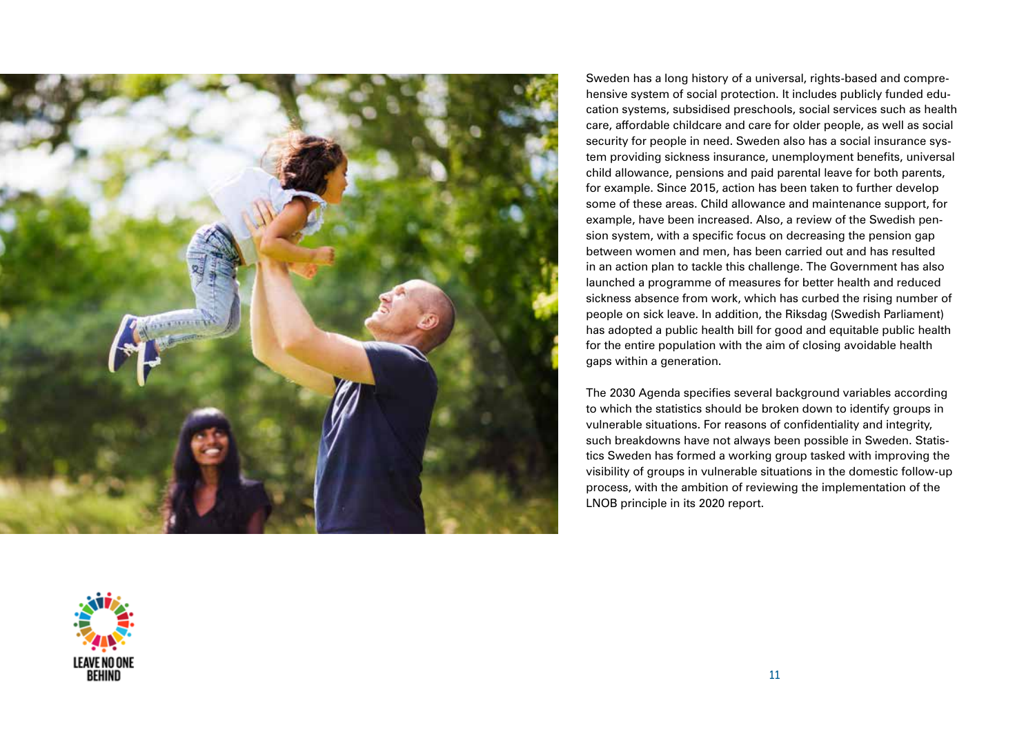Sweden has a long history of a universal, rights-based and comprehensive system of social protection. It includes publicly funded education systems, subsidised preschools, social services such as health care, affordable childcare and care for older people, as well as social security for people in need. Sweden also has a social insurance system providing sickness insurance, unemployment benefits, universal child allowance, pensions and paid parental leave for both parents, for example. Since 2015, action has been taken to further develop some of these areas. Child allowance and maintenance support, for example, have been increased. Also, a review of the Swedish pension system, with a specific focus on decreasing the pension gap between women and men, has been carried out and has resulted in an action plan to tackle this challenge. The Government has also launched a programme of measures for better health and reduced sickness absence from work, which has curbed the rising number of people on sick leave. In addition, the Riksdag (Swedish Parliament) has adopted a public health bill for good and equitable public health for the entire population with the aim of closing avoidable health gaps within a generation.

The 2030 Agenda specifies several background variables according to which the statistics should be broken down to identify groups in vulnerable situations. For reasons of confidentiality and integrity, such breakdowns have not always been possible in Sweden. Statistics Sweden has formed a working group tasked with improving the visibility of groups in vulnerable situations in the domestic follow-up process, with the ambition of reviewing the implementation of the LNOB principle in its 2020 report.

LEAVE NO ONE BEHIND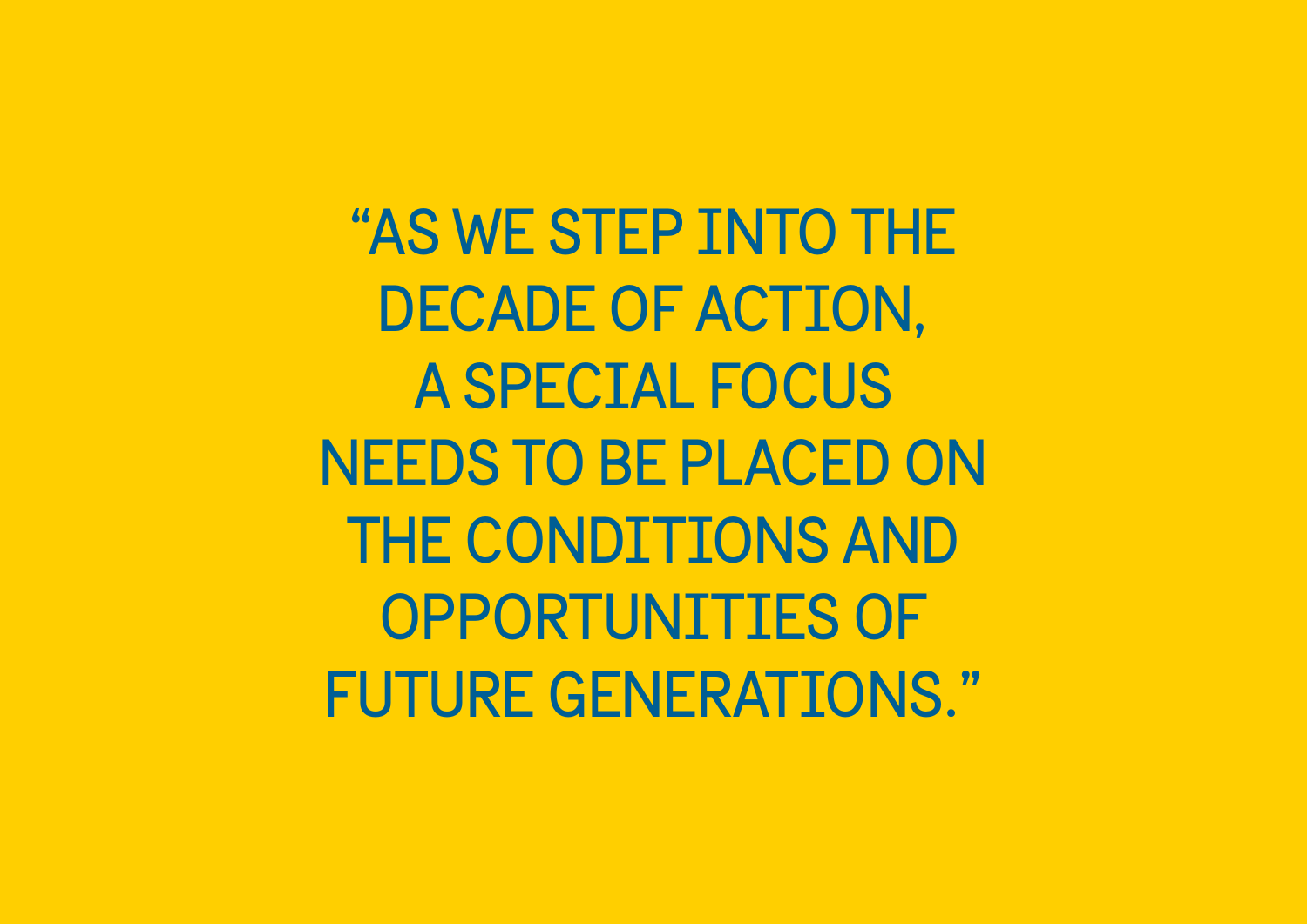"AS WE STEP INTO THE DECADE OF ACTION, A SPECIAL FOCUS NEEDS TO BE PLACED ON THE CONDITIONS AND OPPORTUNITIES OF FUTURE GENERATIONS."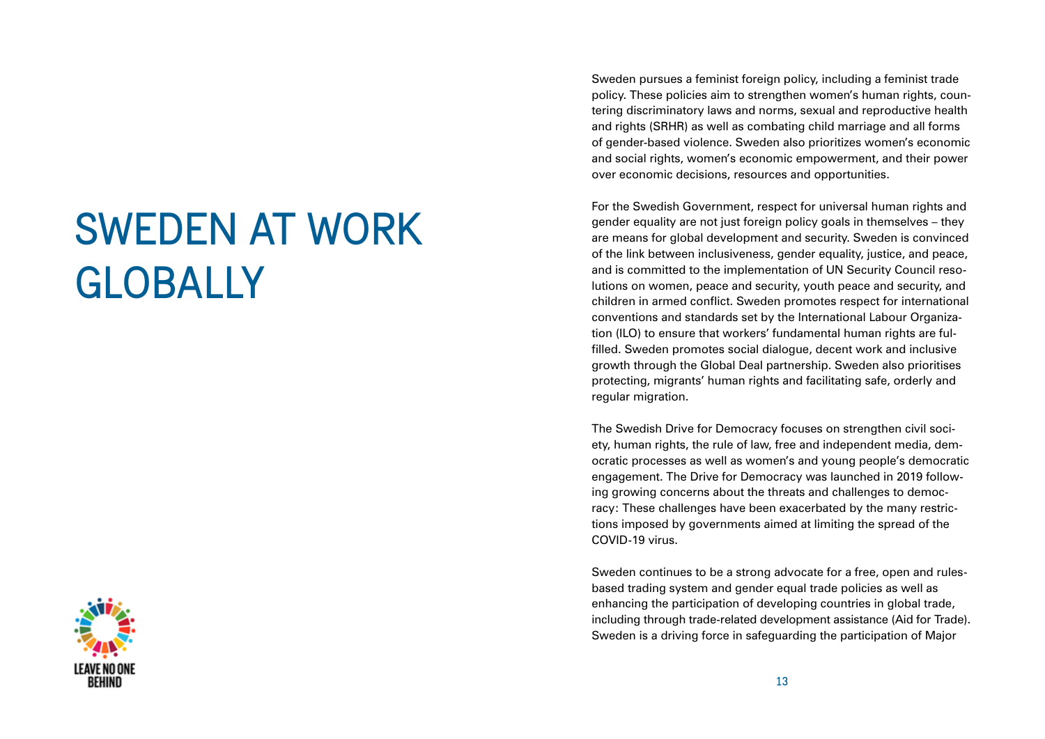# SWEDEN AT WORK GLOBALLY

LEAVE NO ONE BEHIND

Sweden pursues a feminist foreign policy, including a feminist trade policy. These policies aim to strengthen women's human rights, countering discriminatory laws and norms, sexual and reproductive health and rights (SRHR) as well as combating child marriage and all forms of gender-based violence. Sweden also prioritizes women's economic and social rights, women's economic empowerment, and their power over economic decisions, resources and opportunities.

For the Swedish Government, respect for universal human rights and gender equality are not just foreign policy goals in themselves – they are means for global development and security. Sweden is convinced of the link between inclusiveness, gender equality, justice, and peace, and is committed to the implementation of UN Security Council resolutions on women, peace and security, youth peace and security, and children in armed conflict. Sweden promotes respect for international conventions and standards set by the International Labour Organization (ILO) to ensure that workers' fundamental human rights are fulfilled. Sweden promotes social dialogue, decent work and inclusive growth through the Global Deal partnership. Sweden also prioritises protecting, migrants' human rights and facilitating safe, orderly and regular migration.

The Swedish Drive for Democracy focuses on strengthen civil society, human rights, the rule of law, free and independent media, democratic processes as well as women's and young people's democratic engagement. The Drive for Democracy was launched in 2019 following growing concerns about the threats and challenges to democracy: These challenges have been exacerbated by the many restrictions imposed by governments aimed at limiting the spread of the COVID-19 virus.

Sweden continues to be a strong advocate for a free, open and rules-based trading system and gender equal trade policies as well as enhancing the participation of developing countries in global trade, including through trade-related development assistance (Aid for Trade). Sweden is a driving force in safeguarding the participation of Major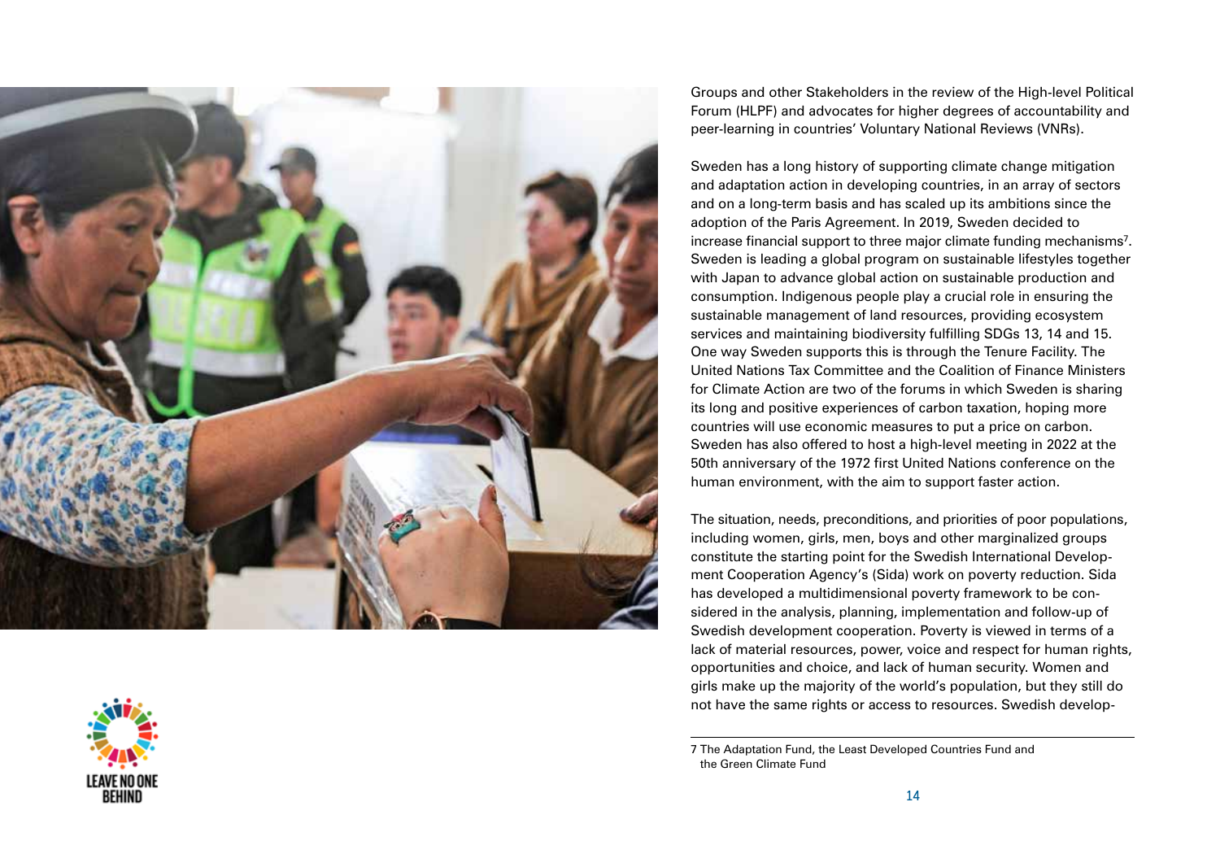Groups and other Stakeholders in the review of the High-level Political Forum (HLPF) and advocates for higher degrees of accountability and peer-learning in countries' Voluntary National Reviews (VNRs).

Sweden has a long history of supporting climate change mitigation and adaptation action in developing countries, in an array of sectors and on a long-term basis and has scaled up its ambitions since the adoption of the Paris Agreement. In 2019, Sweden decided to increase financial support to three major climate funding mechanisms[7]. Sweden is leading a global program on sustainable lifestyles together with Japan to advance global action on sustainable production and consumption. Indigenous people play a crucial role in ensuring the sustainable management of land resources, providing ecosystem services and maintaining biodiversity fulfilling SDGs 13, 14 and 15. One way Sweden supports this is through the Tenure Facility. The United Nations Tax Committee and the Coalition of Finance Ministers for Climate Action are two of the forums in which Sweden is sharing its long and positive experiences of carbon taxation, hoping more countries will use economic measures to put a price on carbon. Sweden has also offered to host a high-level meeting in 2022 at the 50th anniversary of the 1972 first United Nations conference on the human environment, with the aim to support faster action.

The situation, needs, preconditions, and priorities of poor populations, including women, girls, men, boys and other marginalized groups constitute the starting point for the Swedish International Development Cooperation Agency's (Sida) work on poverty reduction. Sida has developed a multidimensional poverty framework to be considered in the analysis, planning, implementation and follow-up of Swedish development cooperation. Poverty is viewed in terms of a lack of material resources, power, voice and respect for human rights, opportunities and choice, and lack of human security. Women and girls make up the majority of the world's population, but they still do not have the same rights or access to resources. Swedish develop-

LEAVE NO ONE BEHIND

---

7 The Adaptation Fund, the Least Developed Countries Fund and the Green Climate Fund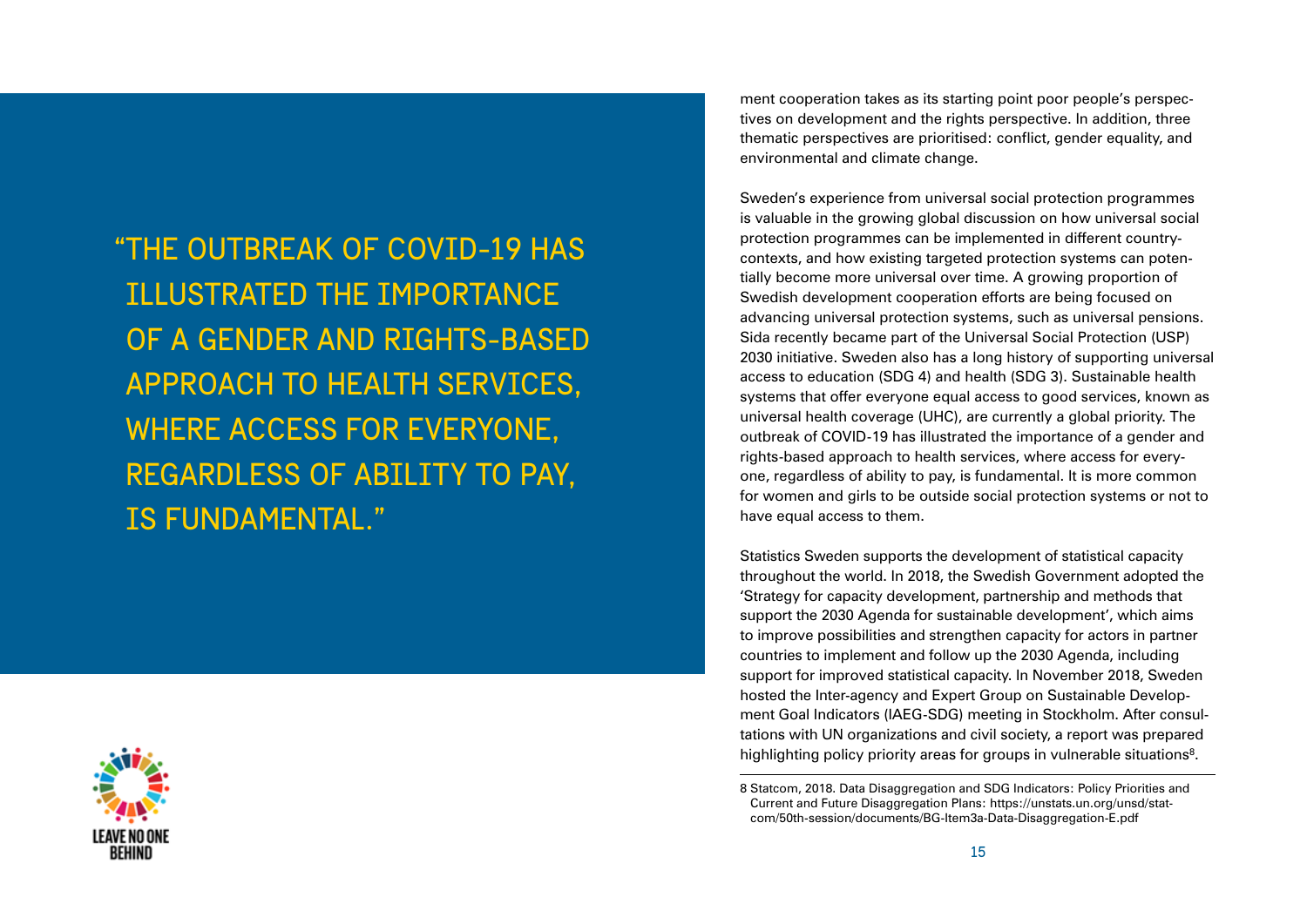> "THE OUTBREAK OF COVID-19 HAS ILLUSTRATED THE IMPORTANCE OF A GENDER AND RIGHTS-BASED APPROACH TO HEALTH SERVICES, WHERE ACCESS FOR EVERYONE, REGARDLESS OF ABILITY TO PAY, IS FUNDAMENTAL."

LEAVE NO ONE BEHIND

ment cooperation takes as its starting point poor people's perspectives on development and the rights perspective. In addition, three thematic perspectives are prioritised: conflict, gender equality, and environmental and climate change.

Sweden's experience from universal social protection programmes is valuable in the growing global discussion on how universal social protection programmes can be implemented in different country-contexts, and how existing targeted protection systems can potentially become more universal over time. A growing proportion of Swedish development cooperation efforts are being focused on advancing universal protection systems, such as universal pensions. Sida recently became part of the Universal Social Protection (USP) 2030 initiative. Sweden also has a long history of supporting universal access to education (SDG 4) and health (SDG 3). Sustainable health systems that offer everyone equal access to good services, known as universal health coverage (UHC), are currently a global priority. The outbreak of COVID-19 has illustrated the importance of a gender and rights-based approach to health services, where access for everyone, regardless of ability to pay, is fundamental. It is more common for women and girls to be outside social protection systems or not to have equal access to them.

Statistics Sweden supports the development of statistical capacity throughout the world. In 2018, the Swedish Government adopted the 'Strategy for capacity development, partnership and methods that support the 2030 Agenda for sustainable development', which aims to improve possibilities and strengthen capacity for actors in partner countries to implement and follow up the 2030 Agenda, including support for improved statistical capacity. In November 2018, Sweden hosted the Inter-agency and Expert Group on Sustainable Development Goal Indicators (IAEG-SDG) meeting in Stockholm. After consultations with UN organizations and civil society, a report was prepared highlighting policy priority areas for groups in vulnerable situations[8].

---

8 Statcom, 2018. Data Disaggregation and SDG Indicators: Policy Priorities and Current and Future Disaggregation Plans: https://unstats.un.org/unsd/statcom/50th-session/documents/BG-Item3a-Data-Disaggregation-E.pdf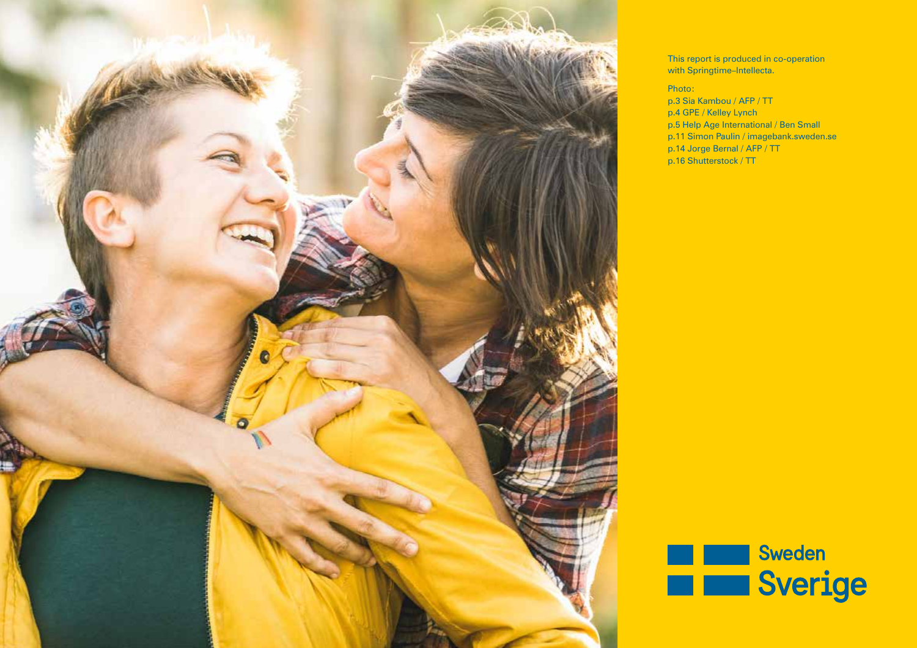This report is produced in co-operation with Springtime–Intellecta.

Photo:
p.3 Sia Kambou / AFP / TT
p.4 GPE / Kelley Lynch
p.5 Help Age International / Ben Small
p.11 Simon Paulin / imagebank.sweden.se
p.14 Jorge Bernal / AFP / TT
p.16 Shutterstock / TT

Sweden
Sverige